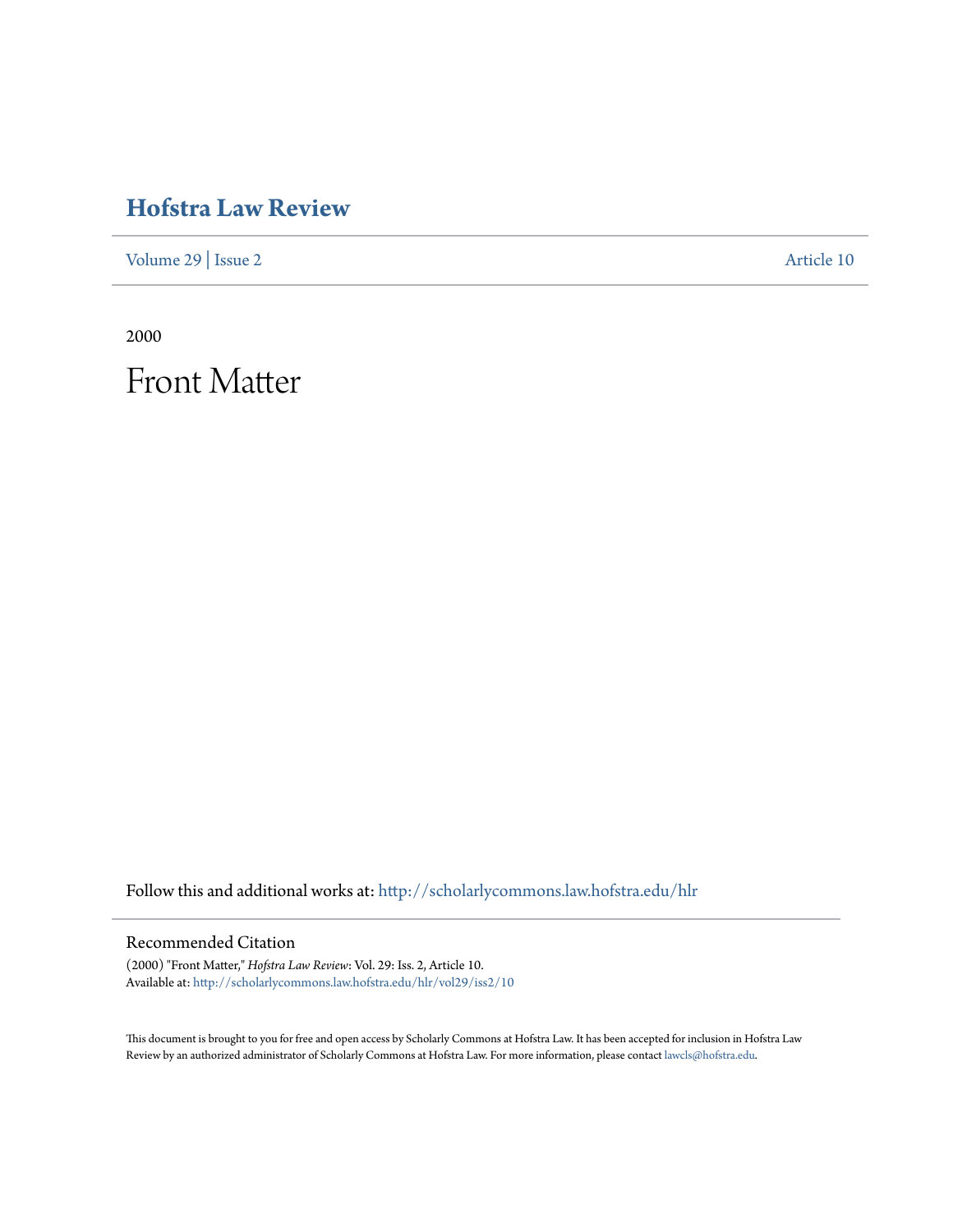# Hofstra Law Review

Volume 29 | Issue 2 Article 10

2000

# Front Matter

Follow this and additional works at: http://scholarlycommons.law.hofstra.edu/hlr

## Recommended Citation

(2000) "Front Matter," *Hofstra Law Review*: Vol. 29: Iss. 2, Article 10.
Available at: http://scholarlycommons.law.hofstra.edu/hlr/vol29/iss2/10

This document is brought to you for free and open access by Scholarly Commons at Hofstra Law. It has been accepted for inclusion in Hofstra Law Review by an authorized administrator of Scholarly Commons at Hofstra Law. For more information, please contact lawcls@hofstra.edu.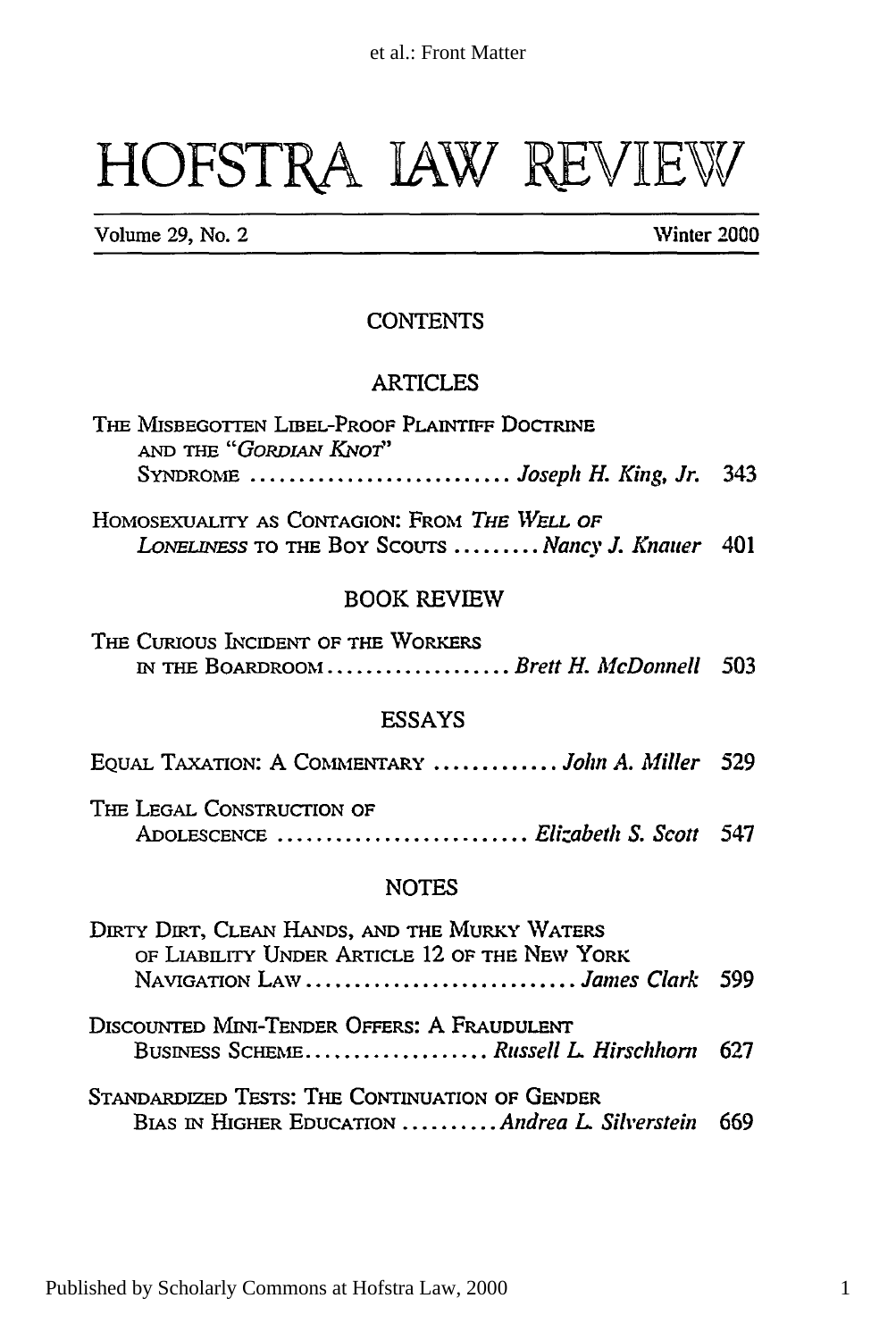# HOFSTRA LAW REVIEW

Volume 29, No. 2 Winter 2000

## CONTENTS

### ARTICLES

THE MISBEGOTTEN LIBEL-PROOF PLAINTIFF DOCTRINE AND THE "*GORDIAN KNOT*" SYNDROME ........................... *Joseph H. King, Jr.* 343

HOMOSEXUALITY AS CONTAGION: FROM *THE WELL OF LONELINESS* TO THE BOY SCOUTS ......... *Nancy J. Knauer* 401

### BOOK REVIEW

THE CURIOUS INCIDENT OF THE WORKERS IN THE BOARDROOM ................... *Brett H. McDonnell* 503

### ESSAYS

EQUAL TAXATION: A COMMENTARY ............. *John A. Miller* 529

THE LEGAL CONSTRUCTION OF ADOLESCENCE .......................... *Elizabeth S. Scott* 547

### NOTES

DIRTY DIRT, CLEAN HANDS, AND THE MURKY WATERS OF LIABILITY UNDER ARTICLE 12 OF THE NEW YORK NAVIGATION LAW ............................ *James Clark* 599

DISCOUNTED MINI-TENDER OFFERS: A FRAUDULENT BUSINESS SCHEME................... *Russell L. Hirschhorn* 627

STANDARDIZED TESTS: THE CONTINUATION OF GENDER BIAS IN HIGHER EDUCATION .......... *Andrea L. Silverstein* 669